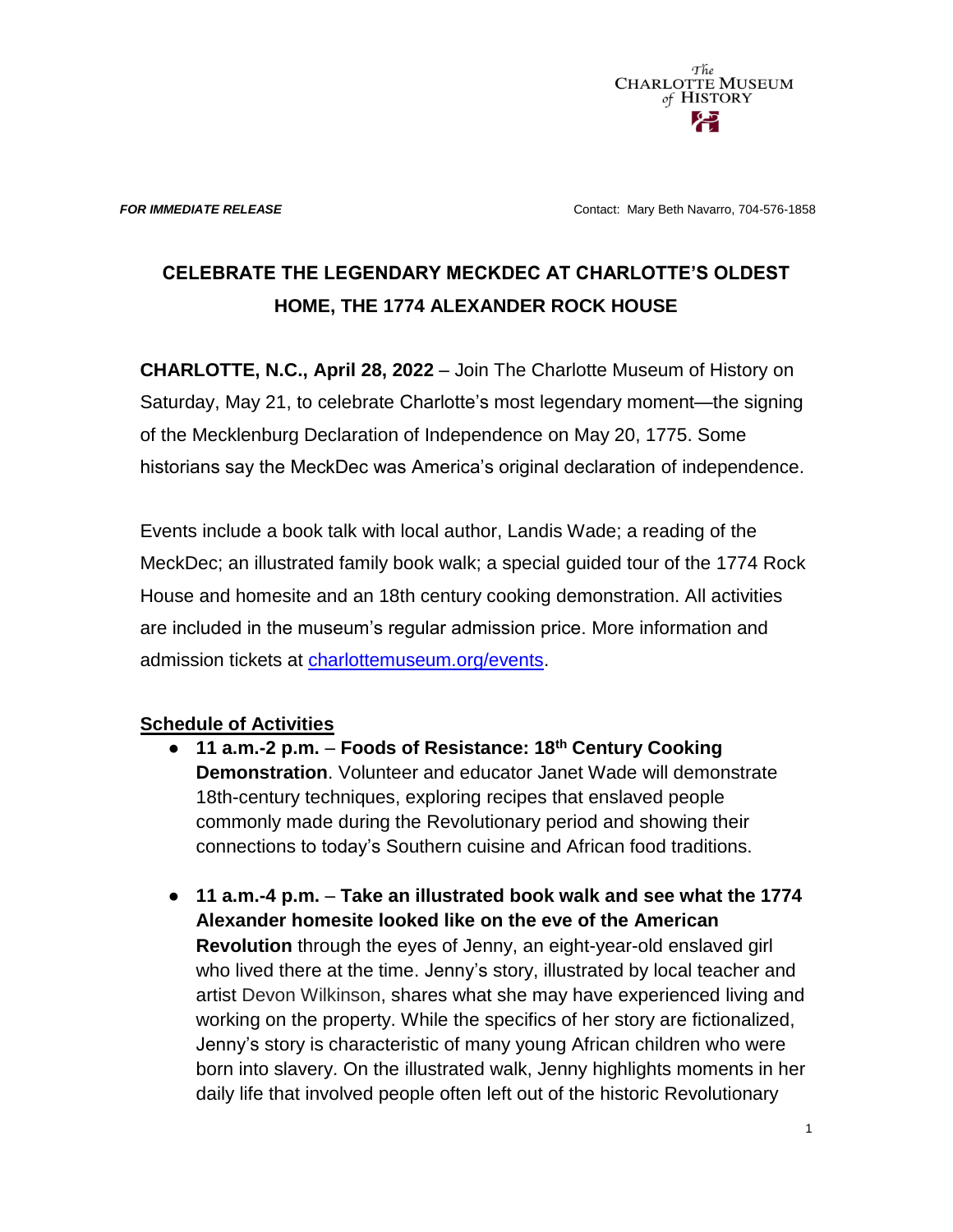The
CHARLOTTE MUSEUM
of HISTORY

***FOR IMMEDIATE RELEASE*** Contact: Mary Beth Navarro, 704-576-1858

# CELEBRATE THE LEGENDARY MECKDEC AT CHARLOTTE'S OLDEST HOME, THE 1774 ALEXANDER ROCK HOUSE

**CHARLOTTE, N.C., April 28, 2022** – Join The Charlotte Museum of History on Saturday, May 21, to celebrate Charlotte's most legendary moment—the signing of the Mecklenburg Declaration of Independence on May 20, 1775. Some historians say the MeckDec was America's original declaration of independence.

Events include a book talk with local author, Landis Wade; a reading of the MeckDec; an illustrated family book walk; a special guided tour of the 1774 Rock House and homesite and an 18th century cooking demonstration. All activities are included in the museum's regular admission price. More information and admission tickets at charlottemuseum.org/events.

## Schedule of Activities

- **11 a.m.-2 p.m.** – **Foods of Resistance: 18th Century Cooking Demonstration**. Volunteer and educator Janet Wade will demonstrate 18th-century techniques, exploring recipes that enslaved people commonly made during the Revolutionary period and showing their connections to today's Southern cuisine and African food traditions.

- **11 a.m.-4 p.m.** – **Take an illustrated book walk and see what the 1774 Alexander homesite looked like on the eve of the American Revolution** through the eyes of Jenny, an eight-year-old enslaved girl who lived there at the time. Jenny's story, illustrated by local teacher and artist Devon Wilkinson, shares what she may have experienced living and working on the property. While the specifics of her story are fictionalized, Jenny's story is characteristic of many young African children who were born into slavery. On the illustrated walk, Jenny highlights moments in her daily life that involved people often left out of the historic Revolutionary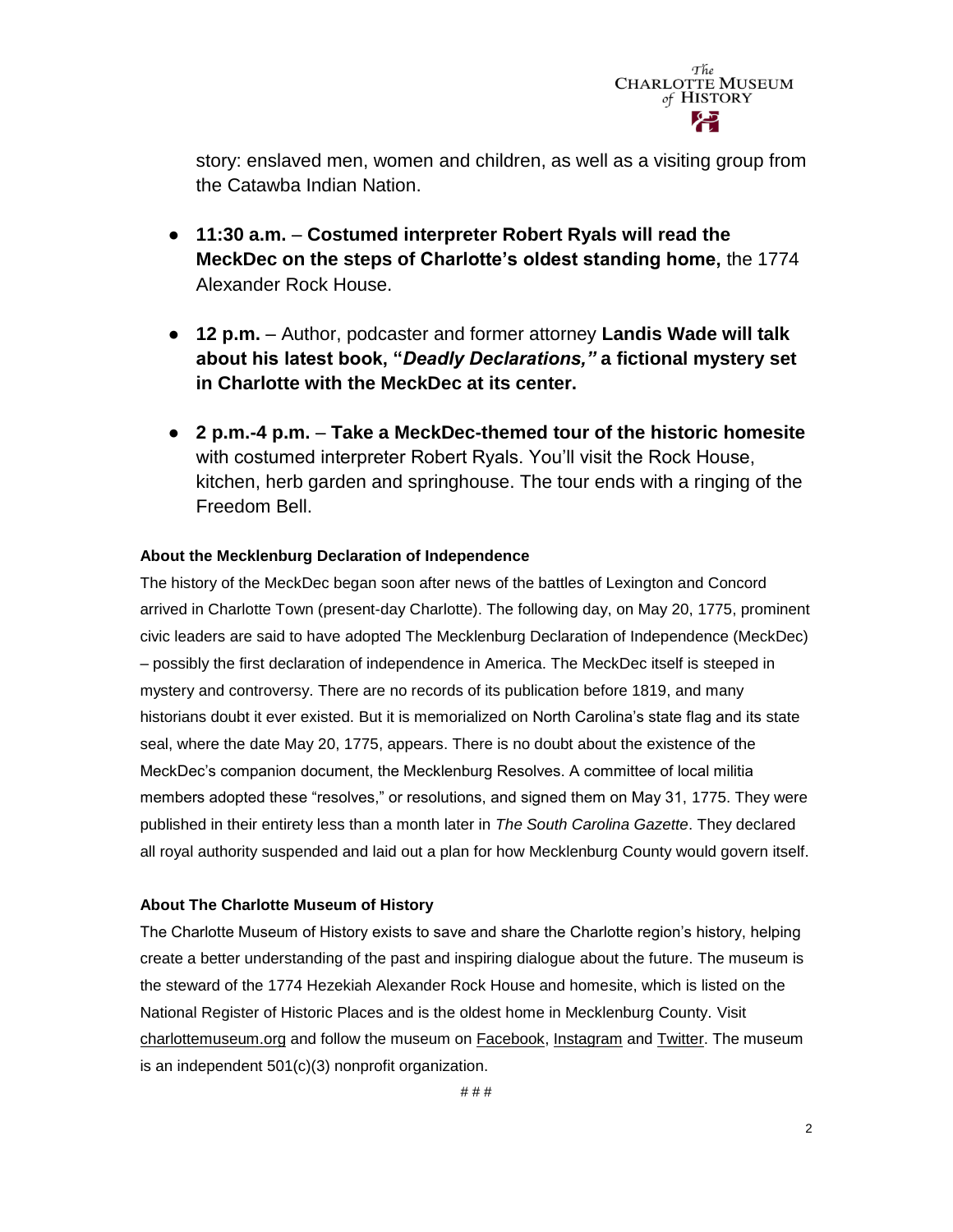story: enslaved men, women and children, as well as a visiting group from the Catawba Indian Nation.

- **11:30 a.m.** – **Costumed interpreter Robert Ryals will read the MeckDec on the steps of Charlotte's oldest standing home,** the 1774 Alexander Rock House.
- **12 p.m.** – Author, podcaster and former attorney **Landis Wade will talk about his latest book, "*Deadly Declarations,*" a fictional mystery set in Charlotte with the MeckDec at its center.**
- **2 p.m.-4 p.m.** – **Take a MeckDec-themed tour of the historic homesite** with costumed interpreter Robert Ryals. You'll visit the Rock House, kitchen, herb garden and springhouse. The tour ends with a ringing of the Freedom Bell.

**About the Mecklenburg Declaration of Independence**

The history of the MeckDec began soon after news of the battles of Lexington and Concord arrived in Charlotte Town (present-day Charlotte). The following day, on May 20, 1775, prominent civic leaders are said to have adopted The Mecklenburg Declaration of Independence (MeckDec) – possibly the first declaration of independence in America. The MeckDec itself is steeped in mystery and controversy. There are no records of its publication before 1819, and many historians doubt it ever existed. But it is memorialized on North Carolina's state flag and its state seal, where the date May 20, 1775, appears. There is no doubt about the existence of the MeckDec's companion document, the Mecklenburg Resolves. A committee of local militia members adopted these "resolves," or resolutions, and signed them on May 31, 1775. They were published in their entirety less than a month later in *The South Carolina Gazette*. They declared all royal authority suspended and laid out a plan for how Mecklenburg County would govern itself.

**About The Charlotte Museum of History**

The Charlotte Museum of History exists to save and share the Charlotte region's history, helping create a better understanding of the past and inspiring dialogue about the future. The museum is the steward of the 1774 Hezekiah Alexander Rock House and homesite, which is listed on the National Register of Historic Places and is the oldest home in Mecklenburg County. Visit charlottemuseum.org and follow the museum on Facebook, Instagram and Twitter. The museum is an independent 501(c)(3) nonprofit organization.

# # #